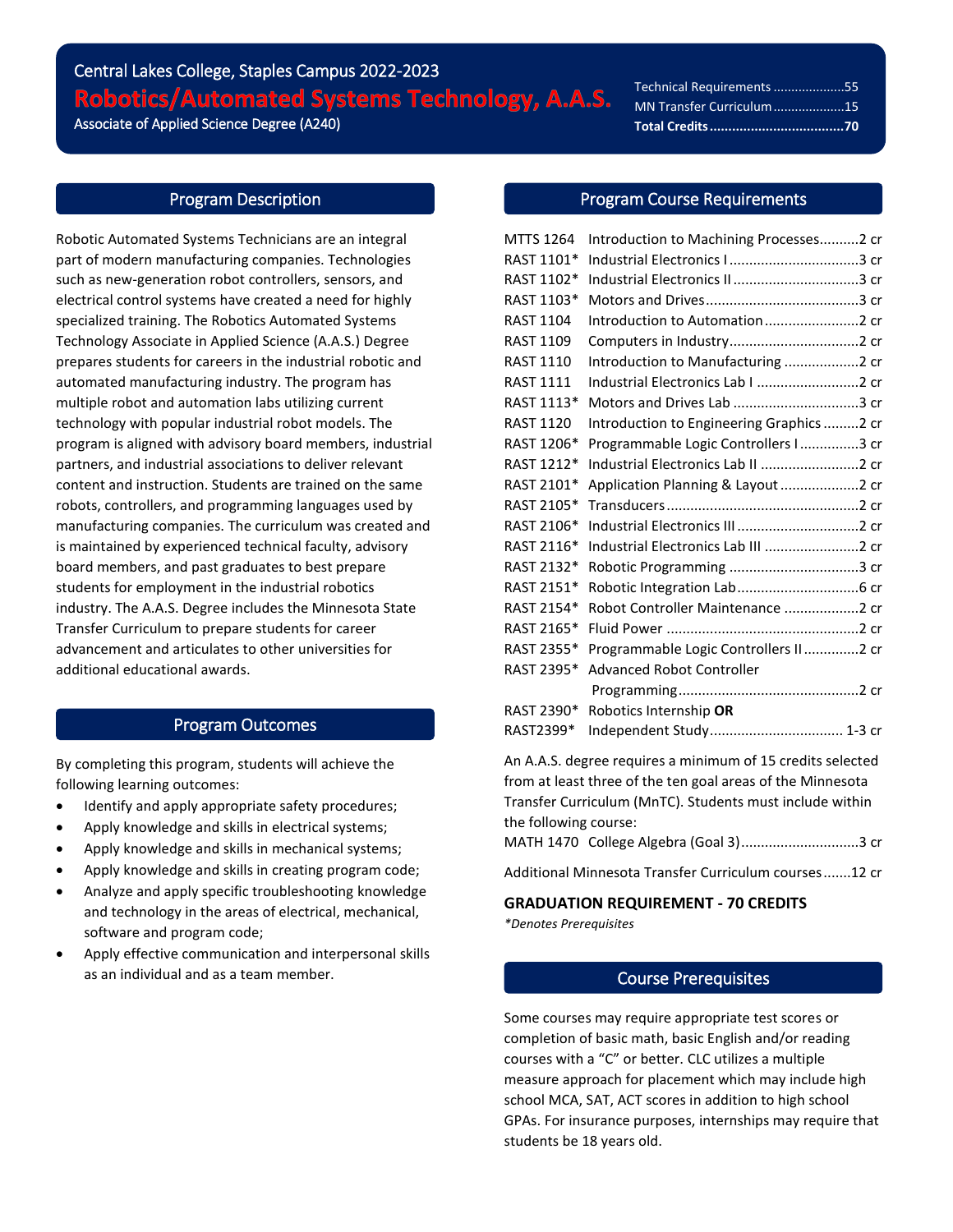Central Lakes College, Staples Campus 2022-2023

# Robotics/Automated Systems Technology, A.A.S.

Associate of Applied Science Degree (A240)

| | |
|---|---|
| Technical Requirements | 55 |
| MN Transfer Curriculum | 15 |
| **Total Credits** | **70** |

## Program Description

Robotic Automated Systems Technicians are an integral part of modern manufacturing companies. Technologies such as new-generation robot controllers, sensors, and electrical control systems have created a need for highly specialized training. The Robotics Automated Systems Technology Associate in Applied Science (A.A.S.) Degree prepares students for careers in the industrial robotic and automated manufacturing industry. The program has multiple robot and automation labs utilizing current technology with popular industrial robot models. The program is aligned with advisory board members, industrial partners, and industrial associations to deliver relevant content and instruction. Students are trained on the same robots, controllers, and programming languages used by manufacturing companies. The curriculum was created and is maintained by experienced technical faculty, advisory board members, and past graduates to best prepare students for employment in the industrial robotics industry. The A.A.S. Degree includes the Minnesota State Transfer Curriculum to prepare students for career advancement and articulates to other universities for additional educational awards.

## Program Outcomes

By completing this program, students will achieve the following learning outcomes:

- Identify and apply appropriate safety procedures;
- Apply knowledge and skills in electrical systems;
- Apply knowledge and skills in mechanical systems;
- Apply knowledge and skills in creating program code;
- Analyze and apply specific troubleshooting knowledge and technology in the areas of electrical, mechanical, software and program code;
- Apply effective communication and interpersonal skills as an individual and as a team member.

## Program Course Requirements

| Course | Title | Credits |
|---|---|---|
| MTTS 1264 | Introduction to Machining Processes | 2 cr |
| RAST 1101* | Industrial Electronics I | 3 cr |
| RAST 1102* | Industrial Electronics II | 3 cr |
| RAST 1103* | Motors and Drives | 3 cr |
| RAST 1104 | Introduction to Automation | 2 cr |
| RAST 1109 | Computers in Industry | 2 cr |
| RAST 1110 | Introduction to Manufacturing | 2 cr |
| RAST 1111 | Industrial Electronics Lab I | 2 cr |
| RAST 1113* | Motors and Drives Lab | 3 cr |
| RAST 1120 | Introduction to Engineering Graphics | 2 cr |
| RAST 1206* | Programmable Logic Controllers I | 3 cr |
| RAST 1212* | Industrial Electronics Lab II | 2 cr |
| RAST 2101* | Application Planning & Layout | 2 cr |
| RAST 2105* | Transducers | 2 cr |
| RAST 2106* | Industrial Electronics III | 2 cr |
| RAST 2116* | Industrial Electronics Lab III | 2 cr |
| RAST 2132* | Robotic Programming | 3 cr |
| RAST 2151* | Robotic Integration Lab | 6 cr |
| RAST 2154* | Robot Controller Maintenance | 2 cr |
| RAST 2165* | Fluid Power | 2 cr |
| RAST 2355* | Programmable Logic Controllers II | 2 cr |
| RAST 2395* | Advanced Robot Controller Programming | 2 cr |
| RAST 2390* | Robotics Internship **OR** | |
| RAST2399* | Independent Study | 1-3 cr |

An A.A.S. degree requires a minimum of 15 credits selected from at least three of the ten goal areas of the Minnesota Transfer Curriculum (MnTC). Students must include within the following course:

| | | |
|---|---|---|
| MATH 1470 | College Algebra (Goal 3) | 3 cr |

Additional Minnesota Transfer Curriculum courses .......12 cr

**GRADUATION REQUIREMENT - 70 CREDITS**

*\*Denotes Prerequisites*

## Course Prerequisites

Some courses may require appropriate test scores or completion of basic math, basic English and/or reading courses with a "C" or better. CLC utilizes a multiple measure approach for placement which may include high school MCA, SAT, ACT scores in addition to high school GPAs. For insurance purposes, internships may require that students be 18 years old.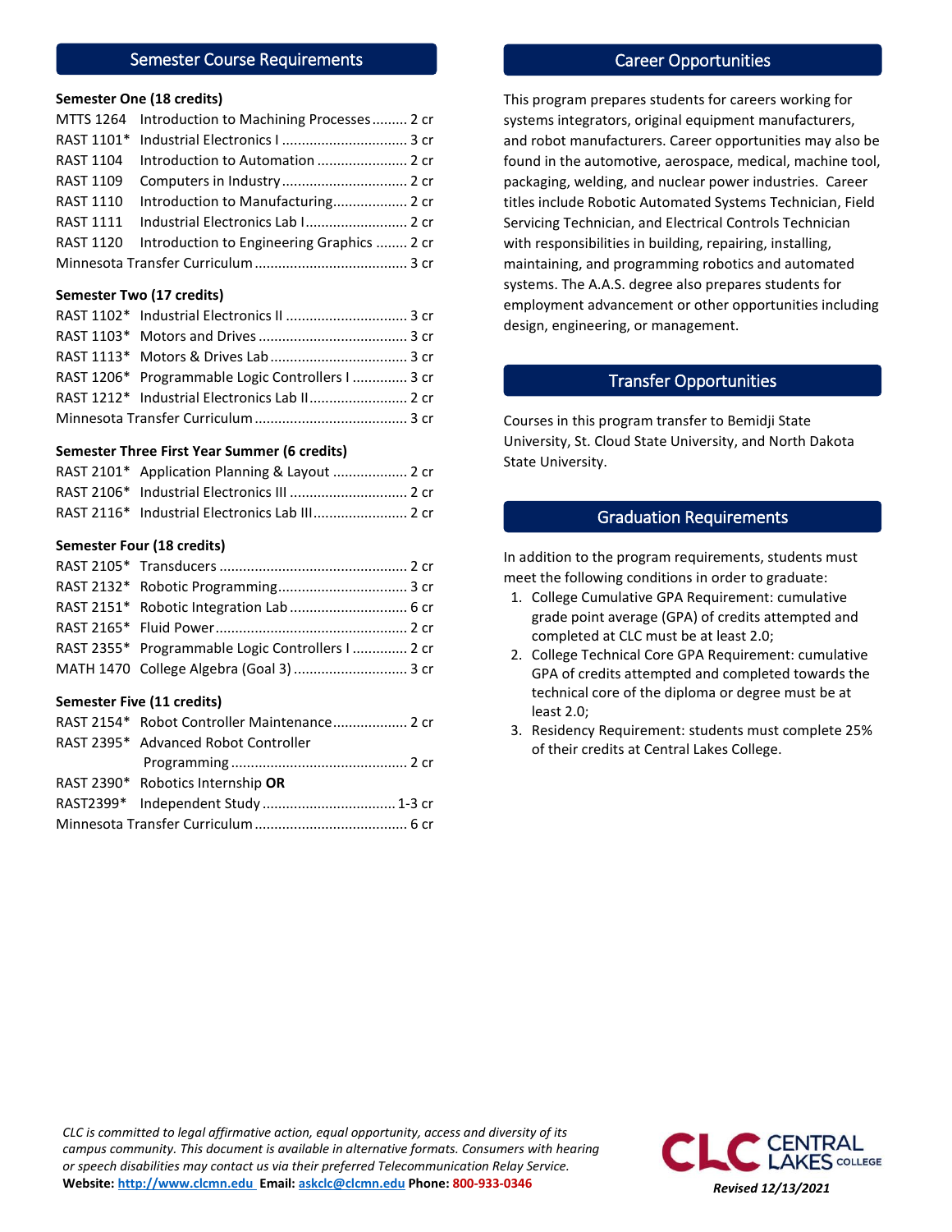## Semester Course Requirements

**Semester One (18 credits)**

| | | |
|---|---|---|
| MTTS 1264 | Introduction to Machining Processes | 2 cr |
| RAST 1101* | Industrial Electronics I | 3 cr |
| RAST 1104 | Introduction to Automation | 2 cr |
| RAST 1109 | Computers in Industry | 2 cr |
| RAST 1110 | Introduction to Manufacturing | 2 cr |
| RAST 1111 | Industrial Electronics Lab I | 2 cr |
| RAST 1120 | Introduction to Engineering Graphics | 2 cr |
| Minnesota Transfer Curriculum | | 3 cr |

**Semester Two (17 credits)**

| | | |
|---|---|---|
| RAST 1102* | Industrial Electronics II | 3 cr |
| RAST 1103* | Motors and Drives | 3 cr |
| RAST 1113* | Motors & Drives Lab | 3 cr |
| RAST 1206* | Programmable Logic Controllers I | 3 cr |
| RAST 1212* | Industrial Electronics Lab II | 2 cr |
| Minnesota Transfer Curriculum | | 3 cr |

**Semester Three First Year Summer (6 credits)**

| | | |
|---|---|---|
| RAST 2101* | Application Planning & Layout | 2 cr |
| RAST 2106* | Industrial Electronics III | 2 cr |
| RAST 2116* | Industrial Electronics Lab III | 2 cr |

**Semester Four (18 credits)**

| | | |
|---|---|---|
| RAST 2105* | Transducers | 2 cr |
| RAST 2132* | Robotic Programming | 3 cr |
| RAST 2151* | Robotic Integration Lab | 6 cr |
| RAST 2165* | Fluid Power | 2 cr |
| RAST 2355* | Programmable Logic Controllers I | 2 cr |
| MATH 1470 | College Algebra (Goal 3) | 3 cr |

**Semester Five (11 credits)**

| | | |
|---|---|---|
| RAST 2154* | Robot Controller Maintenance | 2 cr |
| RAST 2395* | Advanced Robot Controller Programming | 2 cr |
| RAST 2390* | Robotics Internship **OR** | |
| RAST2399* | Independent Study | 1-3 cr |
| Minnesota Transfer Curriculum | | 6 cr |

## Career Opportunities

This program prepares students for careers working for systems integrators, original equipment manufacturers, and robot manufacturers. Career opportunities may also be found in the automotive, aerospace, medical, machine tool, packaging, welding, and nuclear power industries. Career titles include Robotic Automated Systems Technician, Field Servicing Technician, and Electrical Controls Technician with responsibilities in building, repairing, installing, maintaining, and programming robotics and automated systems. The A.A.S. degree also prepares students for employment advancement or other opportunities including design, engineering, or management.

## Transfer Opportunities

Courses in this program transfer to Bemidji State University, St. Cloud State University, and North Dakota State University.

## Graduation Requirements

In addition to the program requirements, students must meet the following conditions in order to graduate:

1. College Cumulative GPA Requirement: cumulative grade point average (GPA) of credits attempted and completed at CLC must be at least 2.0;
2. College Technical Core GPA Requirement: cumulative GPA of credits attempted and completed towards the technical core of the diploma or degree must be at least 2.0;
3. Residency Requirement: students must complete 25% of their credits at Central Lakes College.

*CLC is committed to legal affirmative action, equal opportunity, access and diversity of its campus community. This document is available in alternative formats. Consumers with hearing or speech disabilities may contact us via their preferred Telecommunication Relay Service.*
**Website:** http://www.clcmn.edu **Email:** askclc@clcmn.edu **Phone:** 800-933-0346

CLC CENTRAL LAKES COLLEGE

***Revised 12/13/2021***